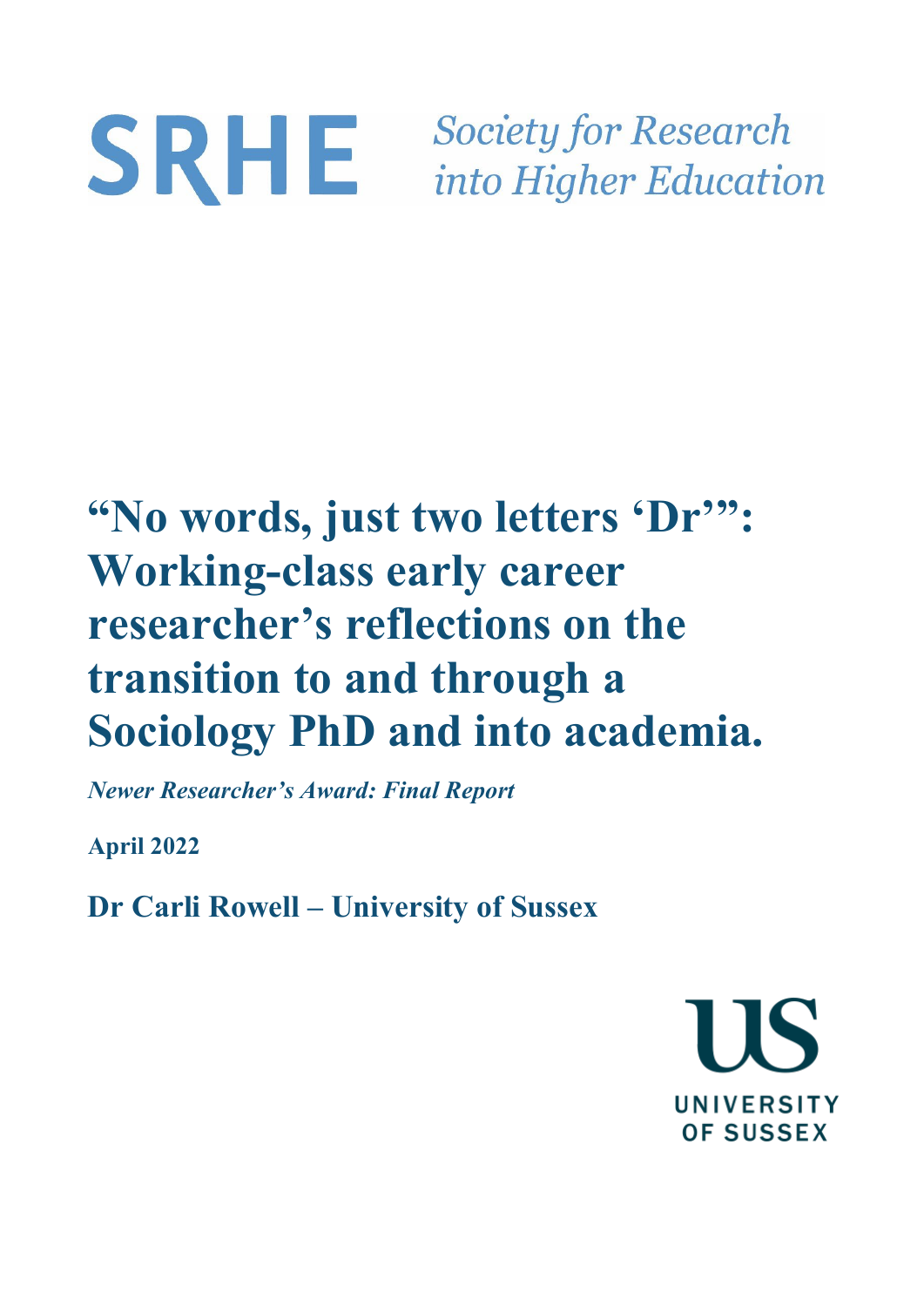SRHE *Society for Research into Higher Education*

# "No words, just two letters 'Dr'": Working-class early career researcher's reflections on the transition to and through a Sociology PhD and into academia.

***Newer Researcher's Award: Final Report***

**April 2022**

**Dr Carli Rowell – University of Sussex**

US
UNIVERSITY OF SUSSEX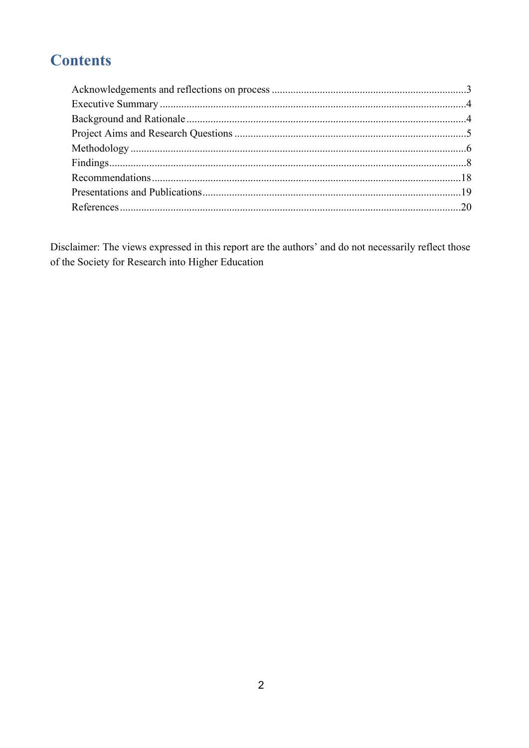# Contents

Acknowledgements and reflections on process ........................................................................3
Executive Summary ..................................................................................................................4
Background and Rationale ........................................................................................................4
Project Aims and Research Questions ......................................................................................5
Methodology .............................................................................................................................6
Findings.....................................................................................................................................8
Recommendations...................................................................................................................18
Presentations and Publications................................................................................................19
References...............................................................................................................................20

Disclaimer: The views expressed in this report are the authors' and do not necessarily reflect those of the Society for Research into Higher Education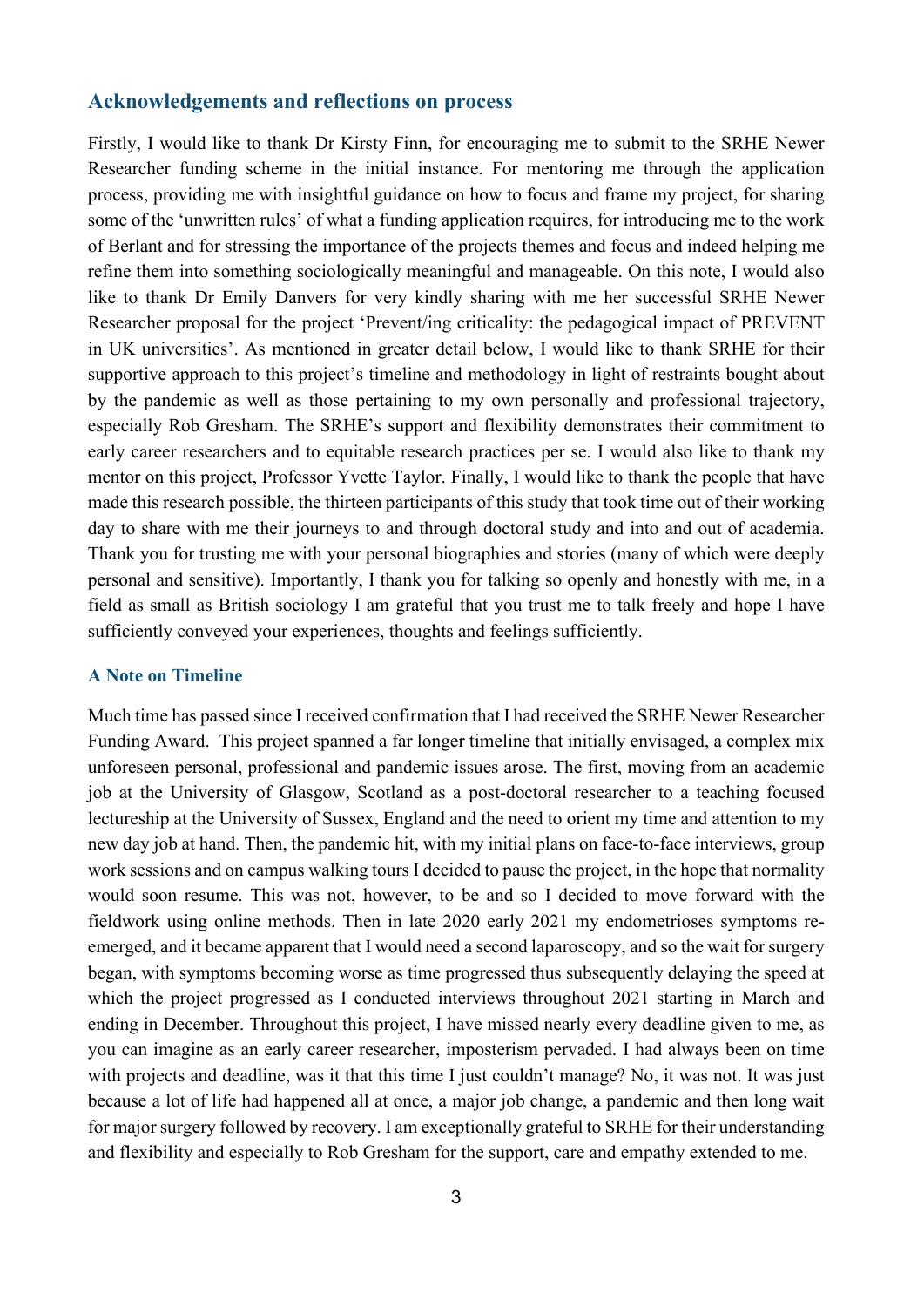## Acknowledgements and reflections on process

Firstly, I would like to thank Dr Kirsty Finn, for encouraging me to submit to the SRHE Newer Researcher funding scheme in the initial instance. For mentoring me through the application process, providing me with insightful guidance on how to focus and frame my project, for sharing some of the 'unwritten rules' of what a funding application requires, for introducing me to the work of Berlant and for stressing the importance of the projects themes and focus and indeed helping me refine them into something sociologically meaningful and manageable. On this note, I would also like to thank Dr Emily Danvers for very kindly sharing with me her successful SRHE Newer Researcher proposal for the project 'Prevent/ing criticality: the pedagogical impact of PREVENT in UK universities'. As mentioned in greater detail below, I would like to thank SRHE for their supportive approach to this project's timeline and methodology in light of restraints bought about by the pandemic as well as those pertaining to my own personally and professional trajectory, especially Rob Gresham. The SRHE's support and flexibility demonstrates their commitment to early career researchers and to equitable research practices per se. I would also like to thank my mentor on this project, Professor Yvette Taylor. Finally, I would like to thank the people that have made this research possible, the thirteen participants of this study that took time out of their working day to share with me their journeys to and through doctoral study and into and out of academia. Thank you for trusting me with your personal biographies and stories (many of which were deeply personal and sensitive). Importantly, I thank you for talking so openly and honestly with me, in a field as small as British sociology I am grateful that you trust me to talk freely and hope I have sufficiently conveyed your experiences, thoughts and feelings sufficiently.

### A Note on Timeline

Much time has passed since I received confirmation that I had received the SRHE Newer Researcher Funding Award. This project spanned a far longer timeline that initially envisaged, a complex mix unforeseen personal, professional and pandemic issues arose. The first, moving from an academic job at the University of Glasgow, Scotland as a post-doctoral researcher to a teaching focused lectureship at the University of Sussex, England and the need to orient my time and attention to my new day job at hand. Then, the pandemic hit, with my initial plans on face-to-face interviews, group work sessions and on campus walking tours I decided to pause the project, in the hope that normality would soon resume. This was not, however, to be and so I decided to move forward with the fieldwork using online methods. Then in late 2020 early 2021 my endometrioses symptoms re-emerged, and it became apparent that I would need a second laparoscopy, and so the wait for surgery began, with symptoms becoming worse as time progressed thus subsequently delaying the speed at which the project progressed as I conducted interviews throughout 2021 starting in March and ending in December. Throughout this project, I have missed nearly every deadline given to me, as you can imagine as an early career researcher, imposterism pervaded. I had always been on time with projects and deadline, was it that this time I just couldn't manage? No, it was not. It was just because a lot of life had happened all at once, a major job change, a pandemic and then long wait for major surgery followed by recovery. I am exceptionally grateful to SRHE for their understanding and flexibility and especially to Rob Gresham for the support, care and empathy extended to me.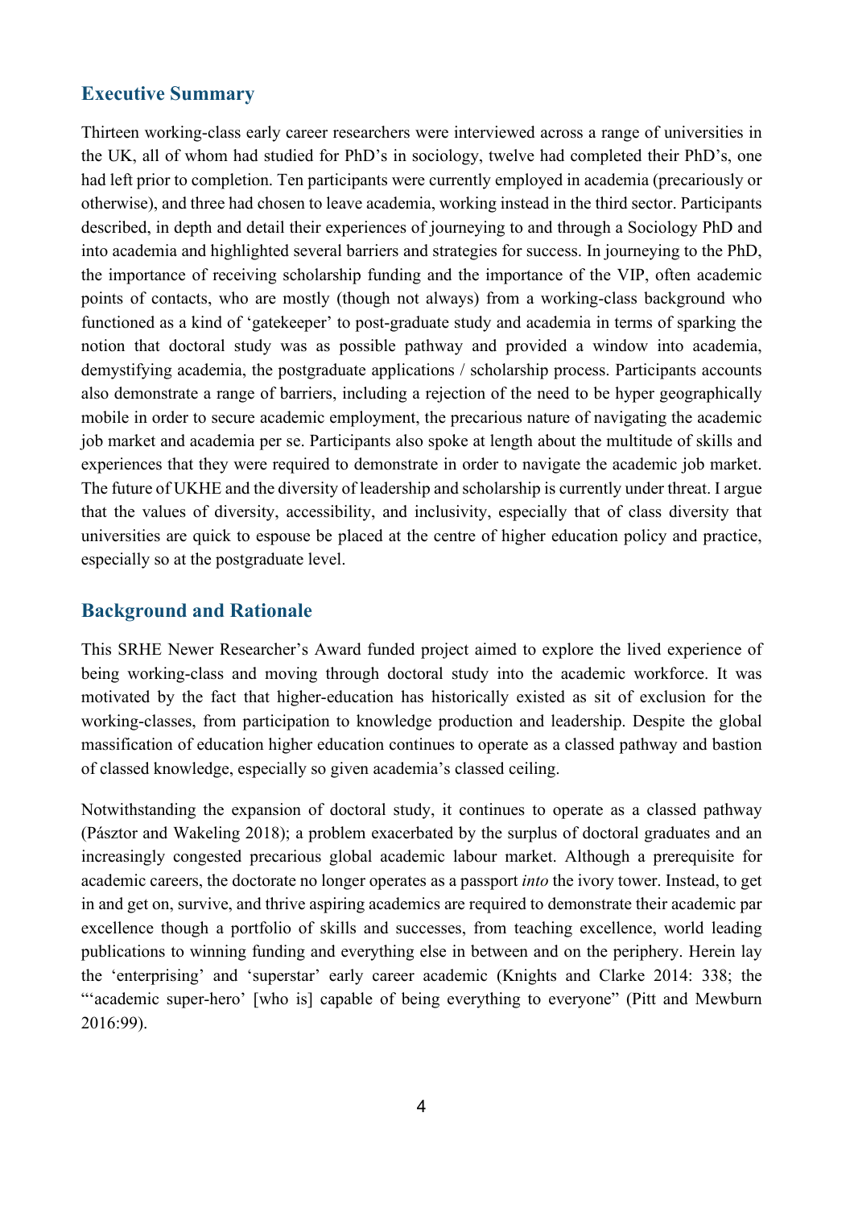## Executive Summary

Thirteen working-class early career researchers were interviewed across a range of universities in the UK, all of whom had studied for PhD's in sociology, twelve had completed their PhD's, one had left prior to completion. Ten participants were currently employed in academia (precariously or otherwise), and three had chosen to leave academia, working instead in the third sector. Participants described, in depth and detail their experiences of journeying to and through a Sociology PhD and into academia and highlighted several barriers and strategies for success. In journeying to the PhD, the importance of receiving scholarship funding and the importance of the VIP, often academic points of contacts, who are mostly (though not always) from a working-class background who functioned as a kind of 'gatekeeper' to post-graduate study and academia in terms of sparking the notion that doctoral study was as possible pathway and provided a window into academia, demystifying academia, the postgraduate applications / scholarship process. Participants accounts also demonstrate a range of barriers, including a rejection of the need to be hyper geographically mobile in order to secure academic employment, the precarious nature of navigating the academic job market and academia per se. Participants also spoke at length about the multitude of skills and experiences that they were required to demonstrate in order to navigate the academic job market. The future of UKHE and the diversity of leadership and scholarship is currently under threat. I argue that the values of diversity, accessibility, and inclusivity, especially that of class diversity that universities are quick to espouse be placed at the centre of higher education policy and practice, especially so at the postgraduate level.

## Background and Rationale

This SRHE Newer Researcher's Award funded project aimed to explore the lived experience of being working-class and moving through doctoral study into the academic workforce. It was motivated by the fact that higher-education has historically existed as sit of exclusion for the working-classes, from participation to knowledge production and leadership. Despite the global massification of education higher education continues to operate as a classed pathway and bastion of classed knowledge, especially so given academia's classed ceiling.

Notwithstanding the expansion of doctoral study, it continues to operate as a classed pathway (Pásztor and Wakeling 2018); a problem exacerbated by the surplus of doctoral graduates and an increasingly congested precarious global academic labour market. Although a prerequisite for academic careers, the doctorate no longer operates as a passport *into* the ivory tower. Instead, to get in and get on, survive, and thrive aspiring academics are required to demonstrate their academic par excellence though a portfolio of skills and successes, from teaching excellence, world leading publications to winning funding and everything else in between and on the periphery. Herein lay the 'enterprising' and 'superstar' early career academic (Knights and Clarke 2014: 338; the "'academic super-hero' [who is] capable of being everything to everyone" (Pitt and Mewburn 2016:99).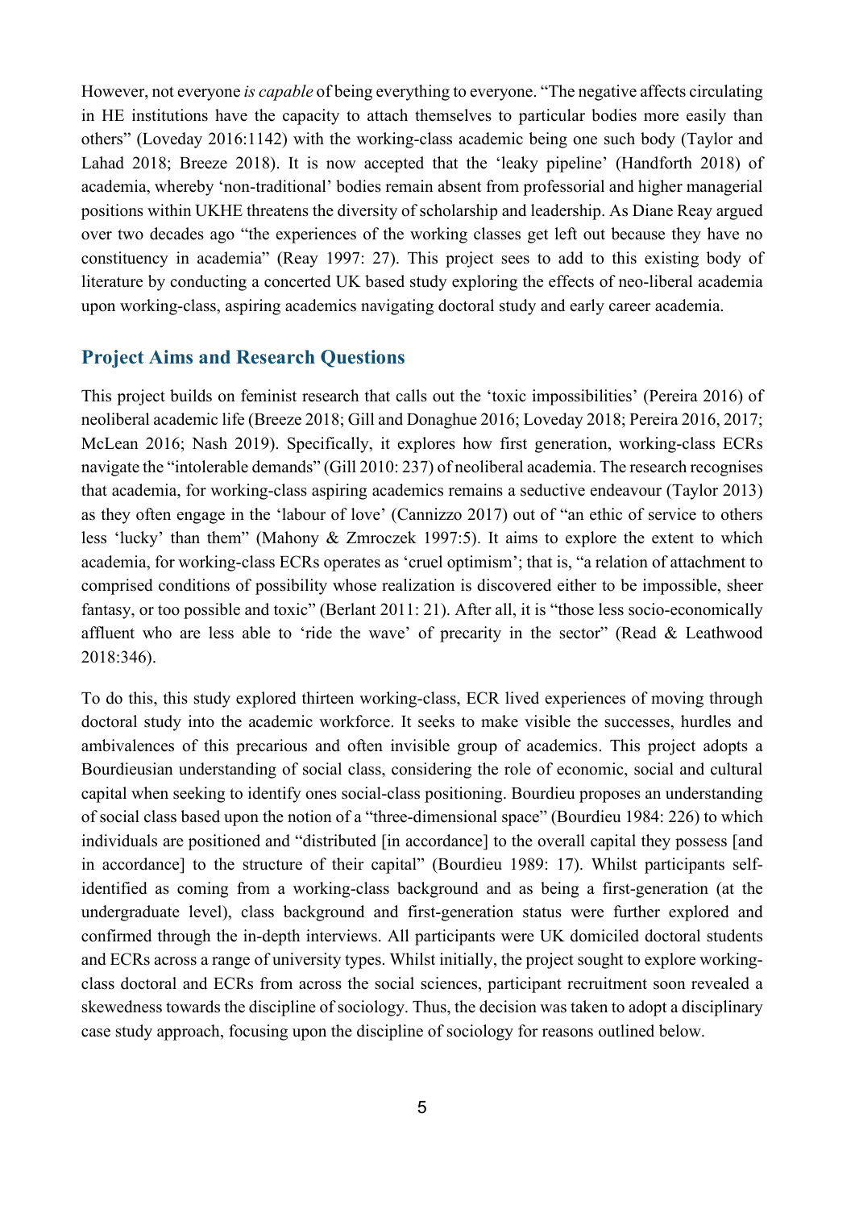However, not everyone *is capable* of being everything to everyone. “The negative affects circulating in HE institutions have the capacity to attach themselves to particular bodies more easily than others” (Loveday 2016:1142) with the working-class academic being one such body (Taylor and Lahad 2018; Breeze 2018). It is now accepted that the ‘leaky pipeline’ (Handforth 2018) of academia, whereby ‘non-traditional’ bodies remain absent from professorial and higher managerial positions within UKHE threatens the diversity of scholarship and leadership. As Diane Reay argued over two decades ago “the experiences of the working classes get left out because they have no constituency in academia” (Reay 1997: 27). This project sees to add to this existing body of literature by conducting a concerted UK based study exploring the effects of neo-liberal academia upon working-class, aspiring academics navigating doctoral study and early career academia.

## Project Aims and Research Questions

This project builds on feminist research that calls out the ‘toxic impossibilities’ (Pereira 2016) of neoliberal academic life (Breeze 2018; Gill and Donaghue 2016; Loveday 2018; Pereira 2016, 2017; McLean 2016; Nash 2019). Specifically, it explores how first generation, working-class ECRs navigate the “intolerable demands” (Gill 2010: 237) of neoliberal academia. The research recognises that academia, for working-class aspiring academics remains a seductive endeavour (Taylor 2013) as they often engage in the ‘labour of love’ (Cannizzo 2017) out of “an ethic of service to others less ‘lucky’ than them” (Mahony & Zmroczek 1997:5). It aims to explore the extent to which academia, for working-class ECRs operates as ‘cruel optimism’; that is, “a relation of attachment to comprised conditions of possibility whose realization is discovered either to be impossible, sheer fantasy, or too possible and toxic” (Berlant 2011: 21). After all, it is “those less socio-economically affluent who are less able to ‘ride the wave’ of precarity in the sector” (Read & Leathwood 2018:346).

To do this, this study explored thirteen working-class, ECR lived experiences of moving through doctoral study into the academic workforce. It seeks to make visible the successes, hurdles and ambivalences of this precarious and often invisible group of academics. This project adopts a Bourdieusian understanding of social class, considering the role of economic, social and cultural capital when seeking to identify ones social-class positioning. Bourdieu proposes an understanding of social class based upon the notion of a “three-dimensional space” (Bourdieu 1984: 226) to which individuals are positioned and “distributed [in accordance] to the overall capital they possess [and in accordance] to the structure of their capital” (Bourdieu 1989: 17). Whilst participants self-identified as coming from a working-class background and as being a first-generation (at the undergraduate level), class background and first-generation status were further explored and confirmed through the in-depth interviews. All participants were UK domiciled doctoral students and ECRs across a range of university types. Whilst initially, the project sought to explore working-class doctoral and ECRs from across the social sciences, participant recruitment soon revealed a skewedness towards the discipline of sociology. Thus, the decision was taken to adopt a disciplinary case study approach, focusing upon the discipline of sociology for reasons outlined below.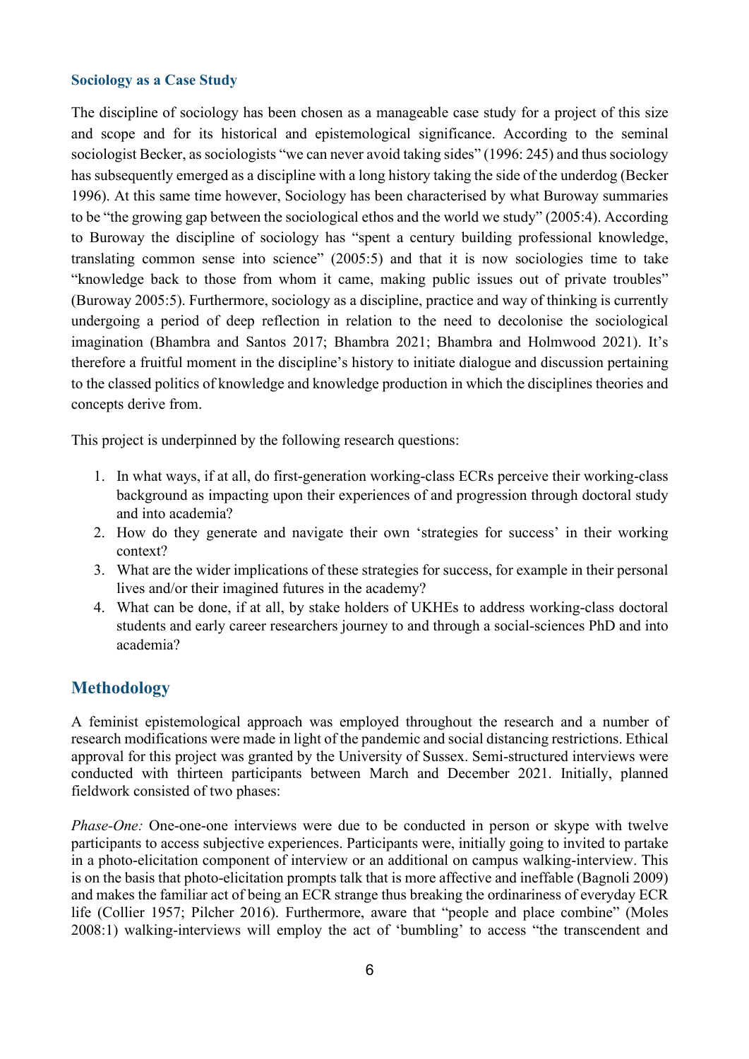### Sociology as a Case Study

The discipline of sociology has been chosen as a manageable case study for a project of this size and scope and for its historical and epistemological significance. According to the seminal sociologist Becker, as sociologists "we can never avoid taking sides" (1996: 245) and thus sociology has subsequently emerged as a discipline with a long history taking the side of the underdog (Becker 1996). At this same time however, Sociology has been characterised by what Buroway summaries to be "the growing gap between the sociological ethos and the world we study" (2005:4). According to Buroway the discipline of sociology has "spent a century building professional knowledge, translating common sense into science" (2005:5) and that it is now sociologies time to take "knowledge back to those from whom it came, making public issues out of private troubles" (Buroway 2005:5). Furthermore, sociology as a discipline, practice and way of thinking is currently undergoing a period of deep reflection in relation to the need to decolonise the sociological imagination (Bhambra and Santos 2017; Bhambra 2021; Bhambra and Holmwood 2021). It's therefore a fruitful moment in the discipline's history to initiate dialogue and discussion pertaining to the classed politics of knowledge and knowledge production in which the disciplines theories and concepts derive from.

This project is underpinned by the following research questions:

1. In what ways, if at all, do first-generation working-class ECRs perceive their working-class background as impacting upon their experiences of and progression through doctoral study and into academia?
2. How do they generate and navigate their own 'strategies for success' in their working context?
3. What are the wider implications of these strategies for success, for example in their personal lives and/or their imagined futures in the academy?
4. What can be done, if at all, by stake holders of UKHEs to address working-class doctoral students and early career researchers journey to and through a social-sciences PhD and into academia?

## Methodology

A feminist epistemological approach was employed throughout the research and a number of research modifications were made in light of the pandemic and social distancing restrictions. Ethical approval for this project was granted by the University of Sussex. Semi-structured interviews were conducted with thirteen participants between March and December 2021. Initially, planned fieldwork consisted of two phases:

*Phase-One:* One-one-one interviews were due to be conducted in person or skype with twelve participants to access subjective experiences. Participants were, initially going to invited to partake in a photo-elicitation component of interview or an additional on campus walking-interview. This is on the basis that photo-elicitation prompts talk that is more affective and ineffable (Bagnoli 2009) and makes the familiar act of being an ECR strange thus breaking the ordinariness of everyday ECR life (Collier 1957; Pilcher 2016). Furthermore, aware that "people and place combine" (Moles 2008:1) walking-interviews will employ the act of 'bumbling' to access "the transcendent and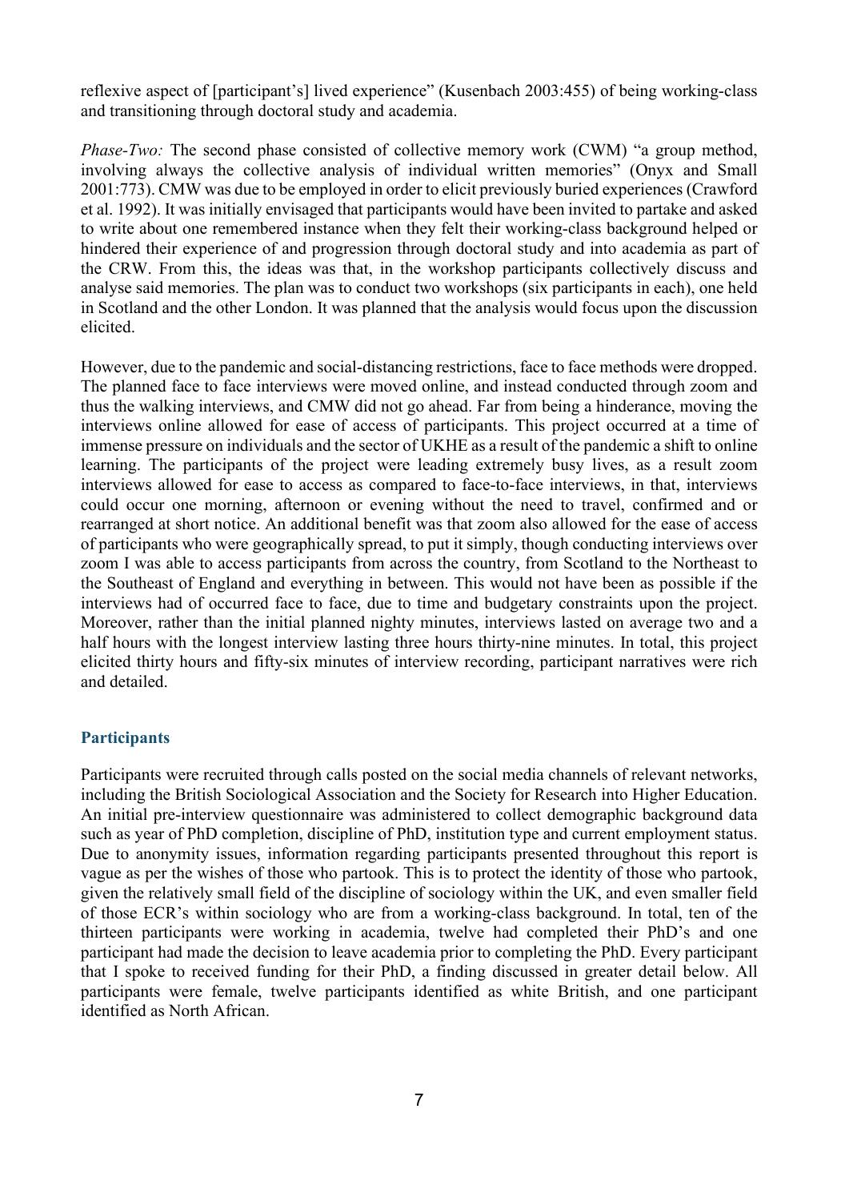reflexive aspect of [participant's] lived experience" (Kusenbach 2003:455) of being working-class and transitioning through doctoral study and academia.

*Phase-Two:* The second phase consisted of collective memory work (CWM) "a group method, involving always the collective analysis of individual written memories" (Onyx and Small 2001:773). CMW was due to be employed in order to elicit previously buried experiences (Crawford et al. 1992). It was initially envisaged that participants would have been invited to partake and asked to write about one remembered instance when they felt their working-class background helped or hindered their experience of and progression through doctoral study and into academia as part of the CRW. From this, the ideas was that, in the workshop participants collectively discuss and analyse said memories. The plan was to conduct two workshops (six participants in each), one held in Scotland and the other London. It was planned that the analysis would focus upon the discussion elicited.

However, due to the pandemic and social-distancing restrictions, face to face methods were dropped. The planned face to face interviews were moved online, and instead conducted through zoom and thus the walking interviews, and CMW did not go ahead. Far from being a hinderance, moving the interviews online allowed for ease of access of participants. This project occurred at a time of immense pressure on individuals and the sector of UKHE as a result of the pandemic a shift to online learning. The participants of the project were leading extremely busy lives, as a result zoom interviews allowed for ease to access as compared to face-to-face interviews, in that, interviews could occur one morning, afternoon or evening without the need to travel, confirmed and or rearranged at short notice. An additional benefit was that zoom also allowed for the ease of access of participants who were geographically spread, to put it simply, though conducting interviews over zoom I was able to access participants from across the country, from Scotland to the Northeast to the Southeast of England and everything in between. This would not have been as possible if the interviews had of occurred face to face, due to time and budgetary constraints upon the project. Moreover, rather than the initial planned nighty minutes, interviews lasted on average two and a half hours with the longest interview lasting three hours thirty-nine minutes. In total, this project elicited thirty hours and fifty-six minutes of interview recording, participant narratives were rich and detailed.

## Participants

Participants were recruited through calls posted on the social media channels of relevant networks, including the British Sociological Association and the Society for Research into Higher Education. An initial pre-interview questionnaire was administered to collect demographic background data such as year of PhD completion, discipline of PhD, institution type and current employment status. Due to anonymity issues, information regarding participants presented throughout this report is vague as per the wishes of those who partook. This is to protect the identity of those who partook, given the relatively small field of the discipline of sociology within the UK, and even smaller field of those ECR's within sociology who are from a working-class background. In total, ten of the thirteen participants were working in academia, twelve had completed their PhD's and one participant had made the decision to leave academia prior to completing the PhD. Every participant that I spoke to received funding for their PhD, a finding discussed in greater detail below. All participants were female, twelve participants identified as white British, and one participant identified as North African.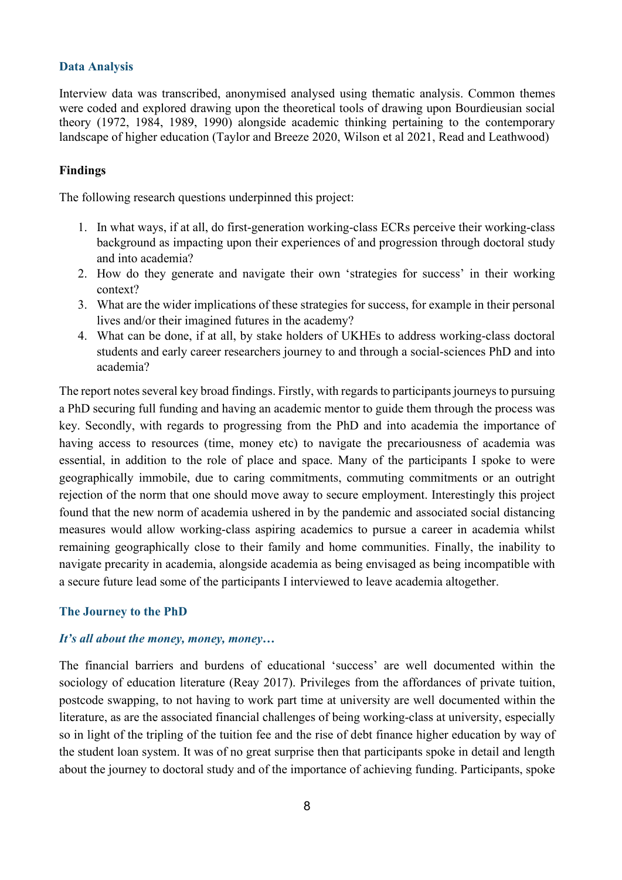### Data Analysis

Interview data was transcribed, anonymised analysed using thematic analysis. Common themes were coded and explored drawing upon the theoretical tools of drawing upon Bourdieusian social theory (1972, 1984, 1989, 1990) alongside academic thinking pertaining to the contemporary landscape of higher education (Taylor and Breeze 2020, Wilson et al 2021, Read and Leathwood)

### Findings

The following research questions underpinned this project:

1. In what ways, if at all, do first-generation working-class ECRs perceive their working-class background as impacting upon their experiences of and progression through doctoral study and into academia?
2. How do they generate and navigate their own 'strategies for success' in their working context?
3. What are the wider implications of these strategies for success, for example in their personal lives and/or their imagined futures in the academy?
4. What can be done, if at all, by stake holders of UKHEs to address working-class doctoral students and early career researchers journey to and through a social-sciences PhD and into academia?

The report notes several key broad findings. Firstly, with regards to participants journeys to pursuing a PhD securing full funding and having an academic mentor to guide them through the process was key. Secondly, with regards to progressing from the PhD and into academia the importance of having access to resources (time, money etc) to navigate the precariousness of academia was essential, in addition to the role of place and space. Many of the participants I spoke to were geographically immobile, due to caring commitments, commuting commitments or an outright rejection of the norm that one should move away to secure employment. Interestingly this project found that the new norm of academia ushered in by the pandemic and associated social distancing measures would allow working-class aspiring academics to pursue a career in academia whilst remaining geographically close to their family and home communities. Finally, the inability to navigate precarity in academia, alongside academia as being envisaged as being incompatible with a secure future lead some of the participants I interviewed to leave academia altogether.

### The Journey to the PhD

#### *It's all about the money, money, money…*

The financial barriers and burdens of educational 'success' are well documented within the sociology of education literature (Reay 2017). Privileges from the affordances of private tuition, postcode swapping, to not having to work part time at university are well documented within the literature, as are the associated financial challenges of being working-class at university, especially so in light of the tripling of the tuition fee and the rise of debt finance higher education by way of the student loan system. It was of no great surprise then that participants spoke in detail and length about the journey to doctoral study and of the importance of achieving funding. Participants, spoke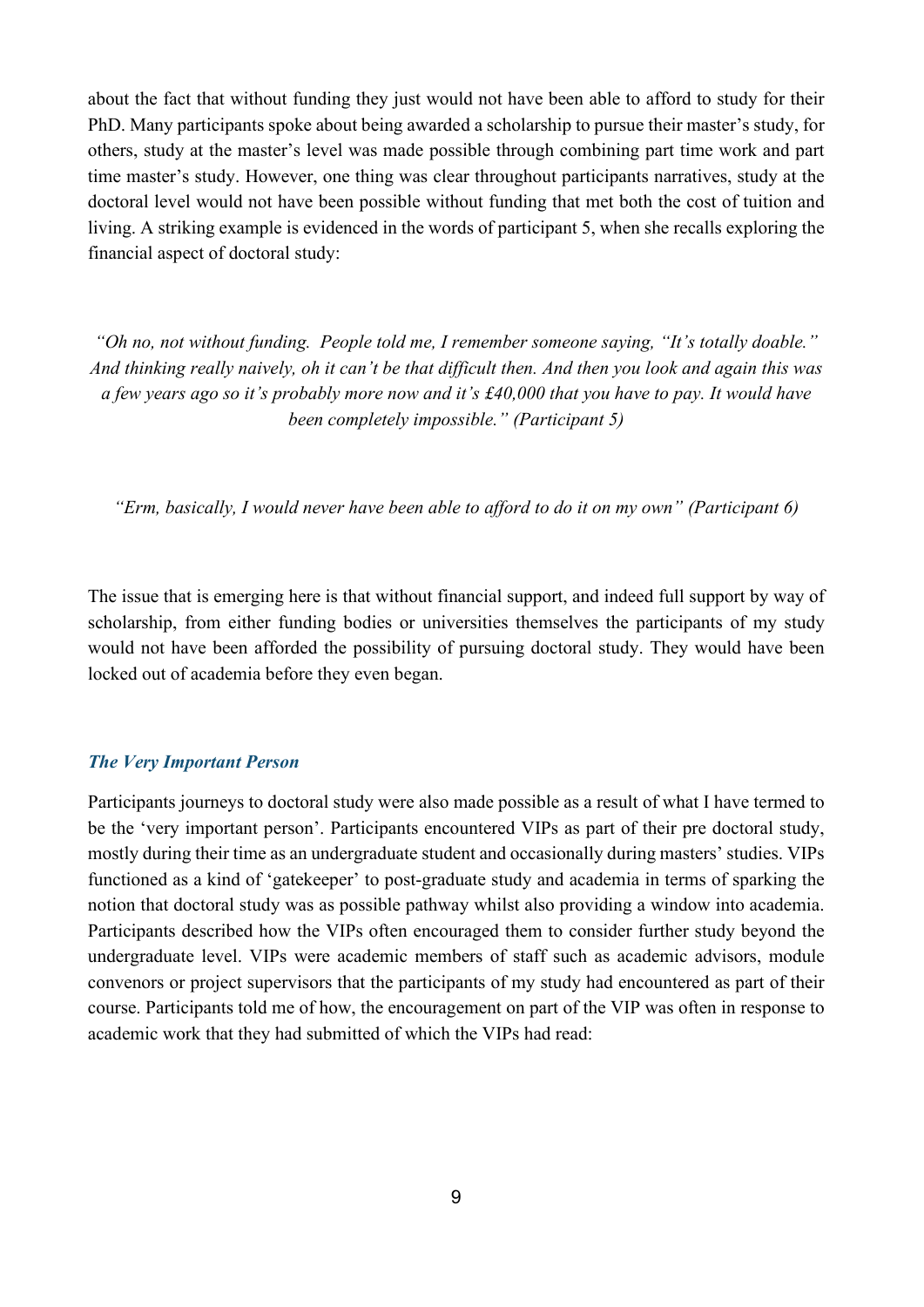about the fact that without funding they just would not have been able to afford to study for their PhD. Many participants spoke about being awarded a scholarship to pursue their master's study, for others, study at the master's level was made possible through combining part time work and part time master's study. However, one thing was clear throughout participants narratives, study at the doctoral level would not have been possible without funding that met both the cost of tuition and living. A striking example is evidenced in the words of participant 5, when she recalls exploring the financial aspect of doctoral study:

> *"Oh no, not without funding. People told me, I remember someone saying, "It's totally doable." And thinking really naively, oh it can't be that difficult then. And then you look and again this was a few years ago so it's probably more now and it's £40,000 that you have to pay. It would have been completely impossible." (Participant 5)*

> *"Erm, basically, I would never have been able to afford to do it on my own" (Participant 6)*

The issue that is emerging here is that without financial support, and indeed full support by way of scholarship, from either funding bodies or universities themselves the participants of my study would not have been afforded the possibility of pursuing doctoral study. They would have been locked out of academia before they even began.

### *The Very Important Person*

Participants journeys to doctoral study were also made possible as a result of what I have termed to be the 'very important person'. Participants encountered VIPs as part of their pre doctoral study, mostly during their time as an undergraduate student and occasionally during masters' studies. VIPs functioned as a kind of 'gatekeeper' to post-graduate study and academia in terms of sparking the notion that doctoral study was as possible pathway whilst also providing a window into academia. Participants described how the VIPs often encouraged them to consider further study beyond the undergraduate level. VIPs were academic members of staff such as academic advisors, module convenors or project supervisors that the participants of my study had encountered as part of their course. Participants told me of how, the encouragement on part of the VIP was often in response to academic work that they had submitted of which the VIPs had read: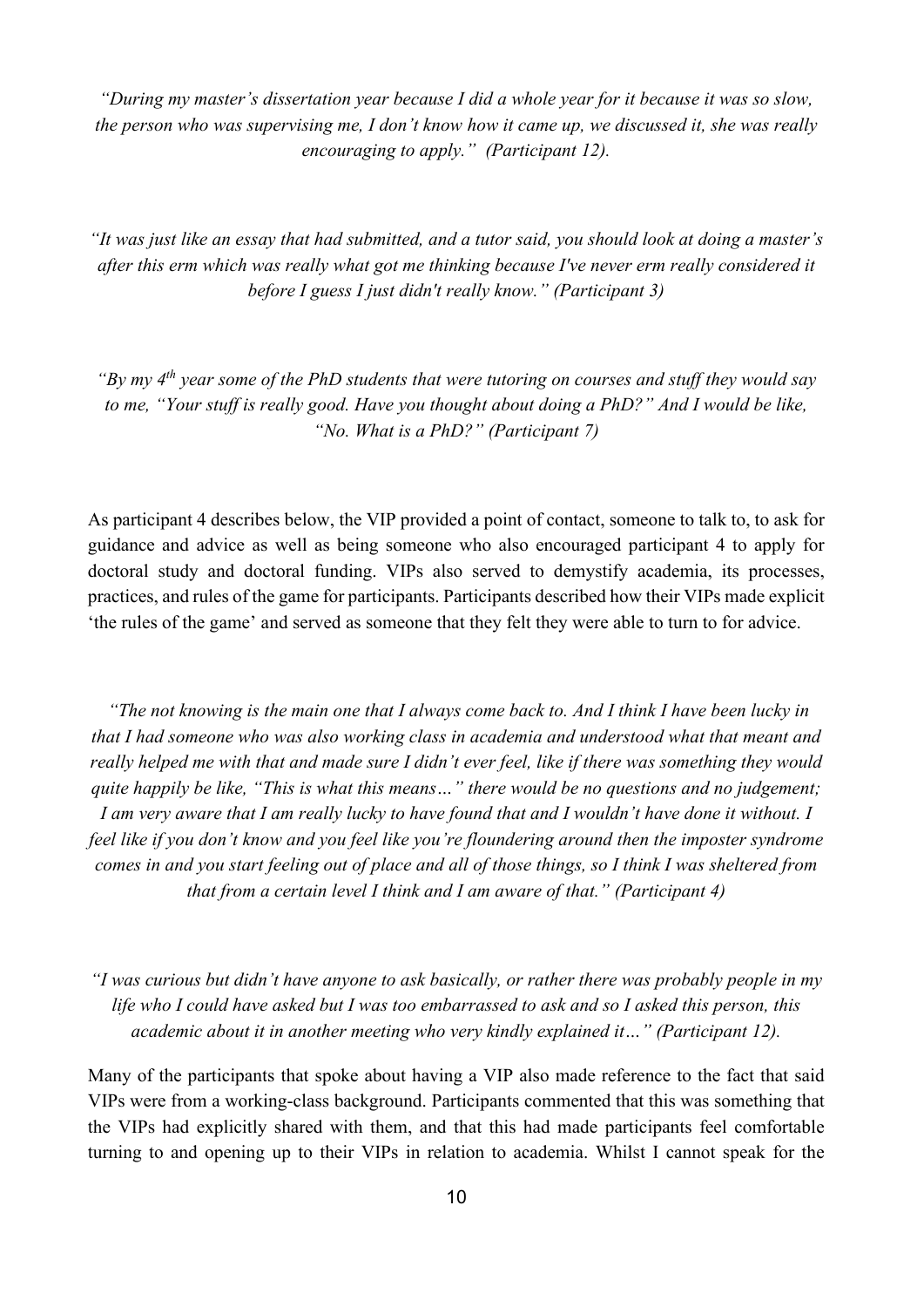*"During my master's dissertation year because I did a whole year for it because it was so slow, the person who was supervising me, I don't know how it came up, we discussed it, she was really encouraging to apply." (Participant 12).*

*"It was just like an essay that had submitted, and a tutor said, you should look at doing a master's after this erm which was really what got me thinking because I've never erm really considered it before I guess I just didn't really know." (Participant 3)*

*"By my 4th year some of the PhD students that were tutoring on courses and stuff they would say to me, "Your stuff is really good. Have you thought about doing a PhD?" And I would be like, "No. What is a PhD?" (Participant 7)*

As participant 4 describes below, the VIP provided a point of contact, someone to talk to, to ask for guidance and advice as well as being someone who also encouraged participant 4 to apply for doctoral study and doctoral funding. VIPs also served to demystify academia, its processes, practices, and rules of the game for participants. Participants described how their VIPs made explicit 'the rules of the game' and served as someone that they felt they were able to turn to for advice.

*"The not knowing is the main one that I always come back to. And I think I have been lucky in that I had someone who was also working class in academia and understood what that meant and really helped me with that and made sure I didn't ever feel, like if there was something they would quite happily be like, "This is what this means…" there would be no questions and no judgement; I am very aware that I am really lucky to have found that and I wouldn't have done it without. I feel like if you don't know and you feel like you're floundering around then the imposter syndrome comes in and you start feeling out of place and all of those things, so I think I was sheltered from that from a certain level I think and I am aware of that." (Participant 4)*

*"I was curious but didn't have anyone to ask basically, or rather there was probably people in my life who I could have asked but I was too embarrassed to ask and so I asked this person, this academic about it in another meeting who very kindly explained it…" (Participant 12).*

Many of the participants that spoke about having a VIP also made reference to the fact that said VIPs were from a working-class background. Participants commented that this was something that the VIPs had explicitly shared with them, and that this had made participants feel comfortable turning to and opening up to their VIPs in relation to academia. Whilst I cannot speak for the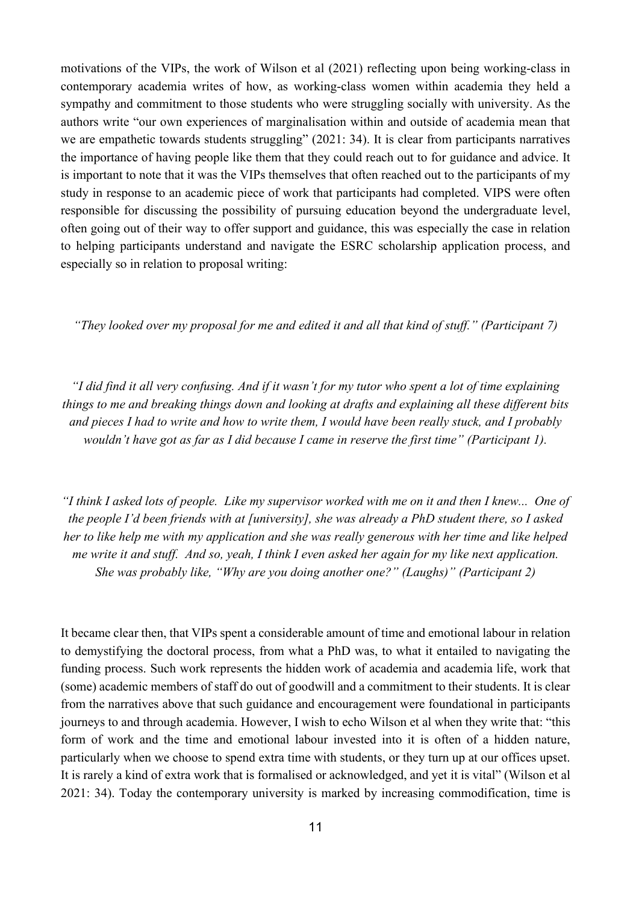motivations of the VIPs, the work of Wilson et al (2021) reflecting upon being working-class in contemporary academia writes of how, as working-class women within academia they held a sympathy and commitment to those students who were struggling socially with university. As the authors write "our own experiences of marginalisation within and outside of academia mean that we are empathetic towards students struggling" (2021: 34). It is clear from participants narratives the importance of having people like them that they could reach out to for guidance and advice. It is important to note that it was the VIPs themselves that often reached out to the participants of my study in response to an academic piece of work that participants had completed. VIPS were often responsible for discussing the possibility of pursuing education beyond the undergraduate level, often going out of their way to offer support and guidance, this was especially the case in relation to helping participants understand and navigate the ESRC scholarship application process, and especially so in relation to proposal writing:

*"They looked over my proposal for me and edited it and all that kind of stuff." (Participant 7)*

*"I did find it all very confusing. And if it wasn't for my tutor who spent a lot of time explaining things to me and breaking things down and looking at drafts and explaining all these different bits and pieces I had to write and how to write them, I would have been really stuck, and I probably wouldn't have got as far as I did because I came in reserve the first time" (Participant 1).*

*"I think I asked lots of people. Like my supervisor worked with me on it and then I knew... One of the people I'd been friends with at [university], she was already a PhD student there, so I asked her to like help me with my application and she was really generous with her time and like helped me write it and stuff. And so, yeah, I think I even asked her again for my like next application. She was probably like, "Why are you doing another one?" (Laughs)" (Participant 2)*

It became clear then, that VIPs spent a considerable amount of time and emotional labour in relation to demystifying the doctoral process, from what a PhD was, to what it entailed to navigating the funding process. Such work represents the hidden work of academia and academia life, work that (some) academic members of staff do out of goodwill and a commitment to their students. It is clear from the narratives above that such guidance and encouragement were foundational in participants journeys to and through academia. However, I wish to echo Wilson et al when they write that: "this form of work and the time and emotional labour invested into it is often of a hidden nature, particularly when we choose to spend extra time with students, or they turn up at our offices upset. It is rarely a kind of extra work that is formalised or acknowledged, and yet it is vital" (Wilson et al 2021: 34). Today the contemporary university is marked by increasing commodification, time is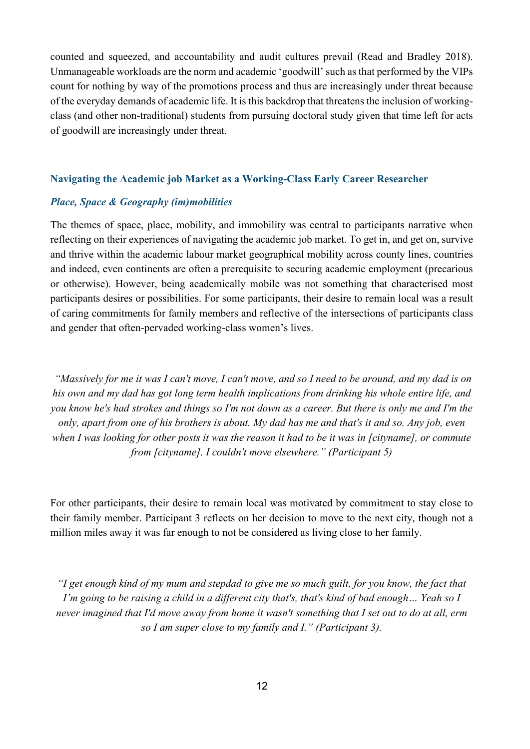counted and squeezed, and accountability and audit cultures prevail (Read and Bradley 2018). Unmanageable workloads are the norm and academic 'goodwill' such as that performed by the VIPs count for nothing by way of the promotions process and thus are increasingly under threat because of the everyday demands of academic life. It is this backdrop that threatens the inclusion of working-class (and other non-traditional) students from pursuing doctoral study given that time left for acts of goodwill are increasingly under threat.

## Navigating the Academic job Market as a Working-Class Early Career Researcher

### *Place, Space & Geography (im)mobilities*

The themes of space, place, mobility, and immobility was central to participants narrative when reflecting on their experiences of navigating the academic job market. To get in, and get on, survive and thrive within the academic labour market geographical mobility across county lines, countries and indeed, even continents are often a prerequisite to securing academic employment (precarious or otherwise). However, being academically mobile was not something that characterised most participants desires or possibilities. For some participants, their desire to remain local was a result of caring commitments for family members and reflective of the intersections of participants class and gender that often-pervaded working-class women's lives.

*"Massively for me it was I can't move, I can't move, and so I need to be around, and my dad is on his own and my dad has got long term health implications from drinking his whole entire life, and you know he's had strokes and things so I'm not down as a career. But there is only me and I'm the only, apart from one of his brothers is about. My dad has me and that's it and so. Any job, even when I was looking for other posts it was the reason it had to be it was in [cityname], or commute from [cityname]. I couldn't move elsewhere." (Participant 5)*

For other participants, their desire to remain local was motivated by commitment to stay close to their family member. Participant 3 reflects on her decision to move to the next city, though not a million miles away it was far enough to not be considered as living close to her family.

*"I get enough kind of my mum and stepdad to give me so much guilt, for you know, the fact that I'm going to be raising a child in a different city that's, that's kind of bad enough… Yeah so I never imagined that I'd move away from home it wasn't something that I set out to do at all, erm so I am super close to my family and I." (Participant 3).*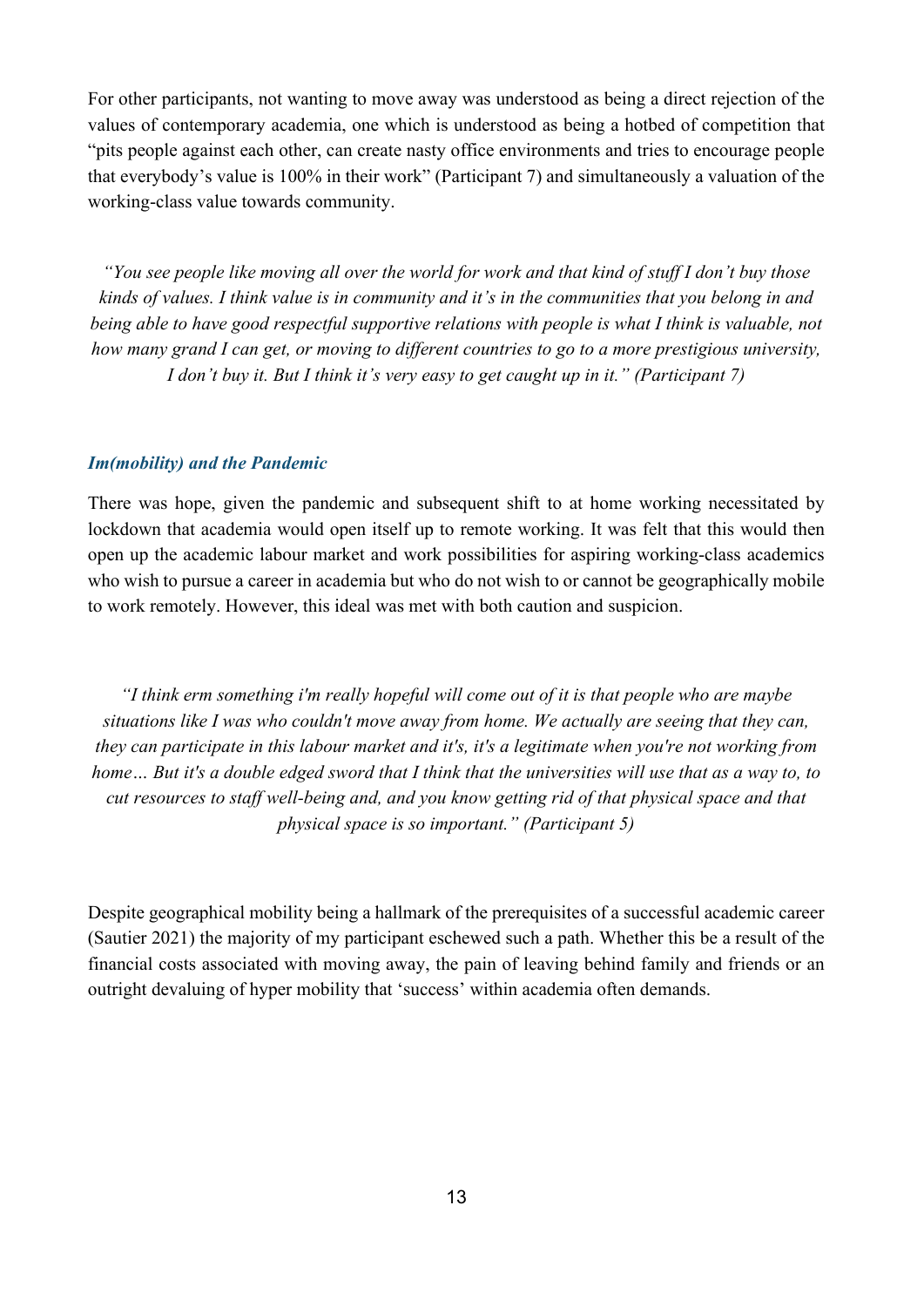For other participants, not wanting to move away was understood as being a direct rejection of the values of contemporary academia, one which is understood as being a hotbed of competition that "pits people against each other, can create nasty office environments and tries to encourage people that everybody's value is 100% in their work" (Participant 7) and simultaneously a valuation of the working-class value towards community.

*"You see people like moving all over the world for work and that kind of stuff I don't buy those kinds of values. I think value is in community and it's in the communities that you belong in and being able to have good respectful supportive relations with people is what I think is valuable, not how many grand I can get, or moving to different countries to go to a more prestigious university, I don't buy it. But I think it's very easy to get caught up in it." (Participant 7)*

### *Im(mobility) and the Pandemic*

There was hope, given the pandemic and subsequent shift to at home working necessitated by lockdown that academia would open itself up to remote working. It was felt that this would then open up the academic labour market and work possibilities for aspiring working-class academics who wish to pursue a career in academia but who do not wish to or cannot be geographically mobile to work remotely. However, this ideal was met with both caution and suspicion.

*"I think erm something i'm really hopeful will come out of it is that people who are maybe situations like I was who couldn't move away from home. We actually are seeing that they can, they can participate in this labour market and it's, it's a legitimate when you're not working from home… But it's a double edged sword that I think that the universities will use that as a way to, to cut resources to staff well-being and, and you know getting rid of that physical space and that physical space is so important." (Participant 5)*

Despite geographical mobility being a hallmark of the prerequisites of a successful academic career (Sautier 2021) the majority of my participant eschewed such a path. Whether this be a result of the financial costs associated with moving away, the pain of leaving behind family and friends or an outright devaluing of hyper mobility that 'success' within academia often demands.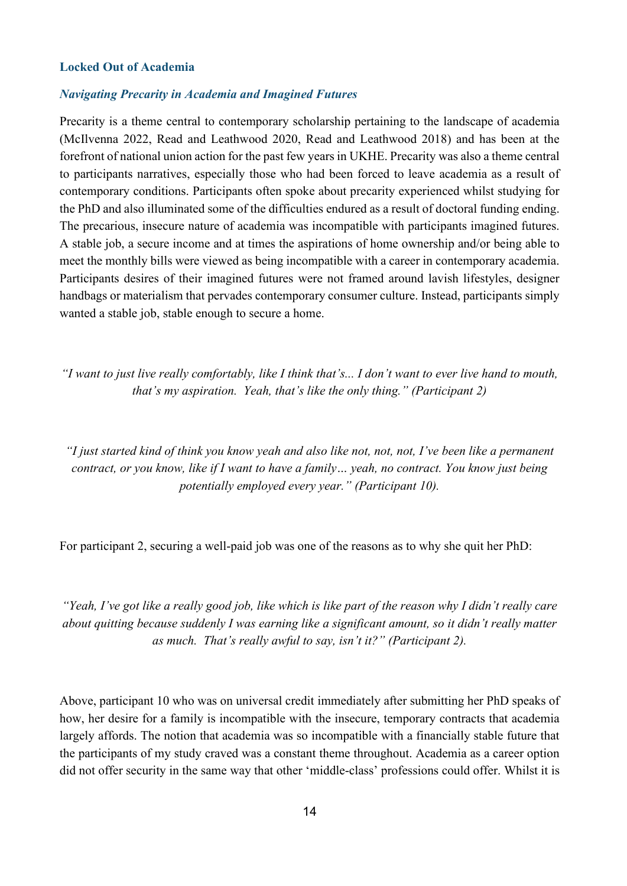### Locked Out of Academia

#### *Navigating Precarity in Academia and Imagined Futures*

Precarity is a theme central to contemporary scholarship pertaining to the landscape of academia (McIlvenna 2022, Read and Leathwood 2020, Read and Leathwood 2018) and has been at the forefront of national union action for the past few years in UKHE. Precarity was also a theme central to participants narratives, especially those who had been forced to leave academia as a result of contemporary conditions. Participants often spoke about precarity experienced whilst studying for the PhD and also illuminated some of the difficulties endured as a result of doctoral funding ending. The precarious, insecure nature of academia was incompatible with participants imagined futures. A stable job, a secure income and at times the aspirations of home ownership and/or being able to meet the monthly bills were viewed as being incompatible with a career in contemporary academia. Participants desires of their imagined futures were not framed around lavish lifestyles, designer handbags or materialism that pervades contemporary consumer culture. Instead, participants simply wanted a stable job, stable enough to secure a home.

*"I want to just live really comfortably, like I think that's... I don't want to ever live hand to mouth, that's my aspiration. Yeah, that's like the only thing." (Participant 2)*

*"I just started kind of think you know yeah and also like not, not, not, I've been like a permanent contract, or you know, like if I want to have a family… yeah, no contract. You know just being potentially employed every year." (Participant 10).*

For participant 2, securing a well-paid job was one of the reasons as to why she quit her PhD:

*"Yeah, I've got like a really good job, like which is like part of the reason why I didn't really care about quitting because suddenly I was earning like a significant amount, so it didn't really matter as much. That's really awful to say, isn't it?" (Participant 2).*

Above, participant 10 who was on universal credit immediately after submitting her PhD speaks of how, her desire for a family is incompatible with the insecure, temporary contracts that academia largely affords. The notion that academia was so incompatible with a financially stable future that the participants of my study craved was a constant theme throughout. Academia as a career option did not offer security in the same way that other 'middle-class' professions could offer. Whilst it is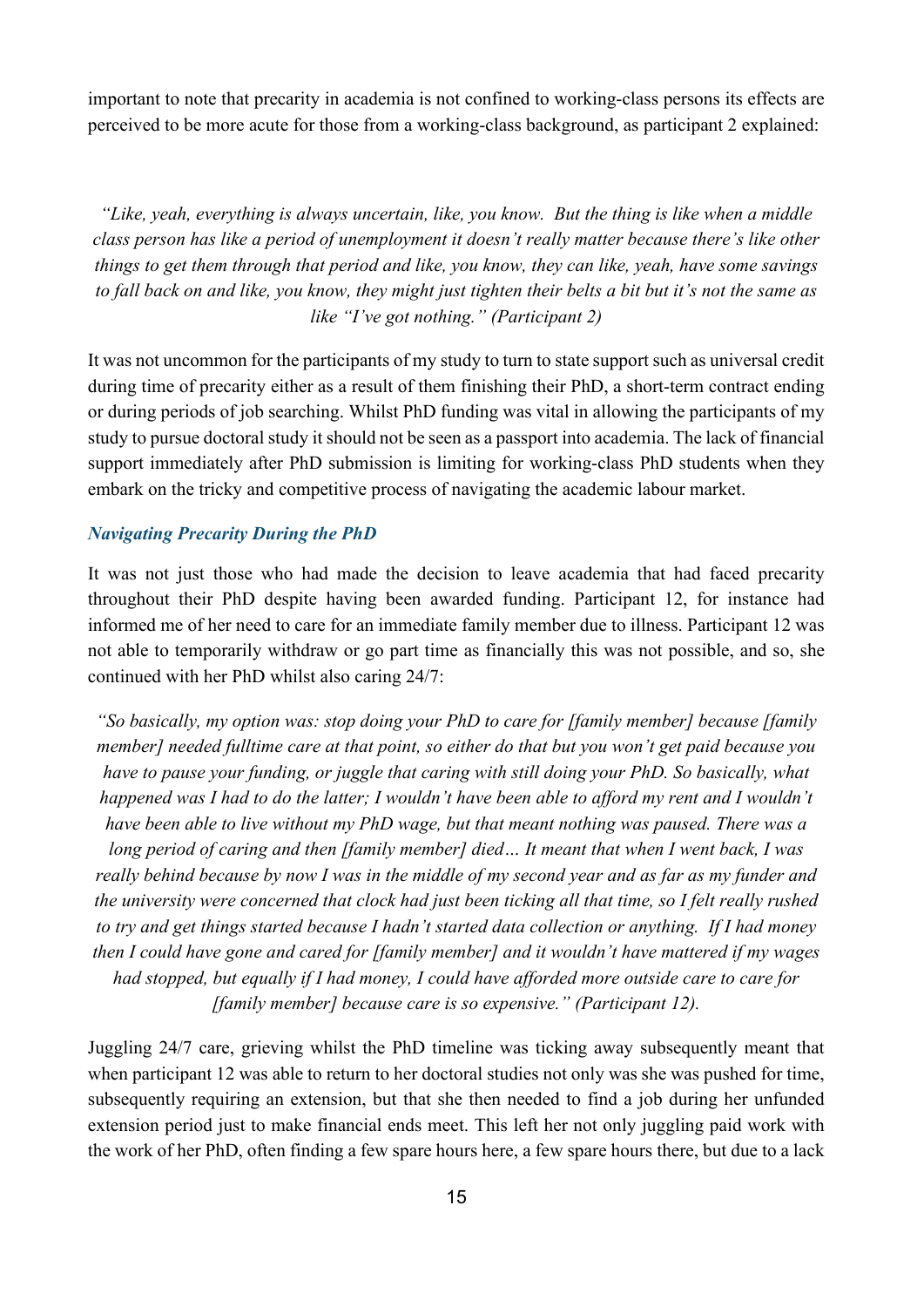important to note that precarity in academia is not confined to working-class persons its effects are perceived to be more acute for those from a working-class background, as participant 2 explained:

> *"Like, yeah, everything is always uncertain, like, you know. But the thing is like when a middle class person has like a period of unemployment it doesn't really matter because there's like other things to get them through that period and like, you know, they can like, yeah, have some savings to fall back on and like, you know, they might just tighten their belts a bit but it's not the same as like "I've got nothing." (Participant 2)*

It was not uncommon for the participants of my study to turn to state support such as universal credit during time of precarity either as a result of them finishing their PhD, a short-term contract ending or during periods of job searching. Whilst PhD funding was vital in allowing the participants of my study to pursue doctoral study it should not be seen as a passport into academia. The lack of financial support immediately after PhD submission is limiting for working-class PhD students when they embark on the tricky and competitive process of navigating the academic labour market.

### *Navigating Precarity During the PhD*

It was not just those who had made the decision to leave academia that had faced precarity throughout their PhD despite having been awarded funding. Participant 12, for instance had informed me of her need to care for an immediate family member due to illness. Participant 12 was not able to temporarily withdraw or go part time as financially this was not possible, and so, she continued with her PhD whilst also caring 24/7:

> *"So basically, my option was: stop doing your PhD to care for [family member] because [family member] needed fulltime care at that point, so either do that but you won't get paid because you have to pause your funding, or juggle that caring with still doing your PhD. So basically, what happened was I had to do the latter; I wouldn't have been able to afford my rent and I wouldn't have been able to live without my PhD wage, but that meant nothing was paused. There was a long period of caring and then [family member] died… It meant that when I went back, I was really behind because by now I was in the middle of my second year and as far as my funder and the university were concerned that clock had just been ticking all that time, so I felt really rushed to try and get things started because I hadn't started data collection or anything. If I had money then I could have gone and cared for [family member] and it wouldn't have mattered if my wages had stopped, but equally if I had money, I could have afforded more outside care to care for [family member] because care is so expensive." (Participant 12).*

Juggling 24/7 care, grieving whilst the PhD timeline was ticking away subsequently meant that when participant 12 was able to return to her doctoral studies not only was she was pushed for time, subsequently requiring an extension, but that she then needed to find a job during her unfunded extension period just to make financial ends meet. This left her not only juggling paid work with the work of her PhD, often finding a few spare hours here, a few spare hours there, but due to a lack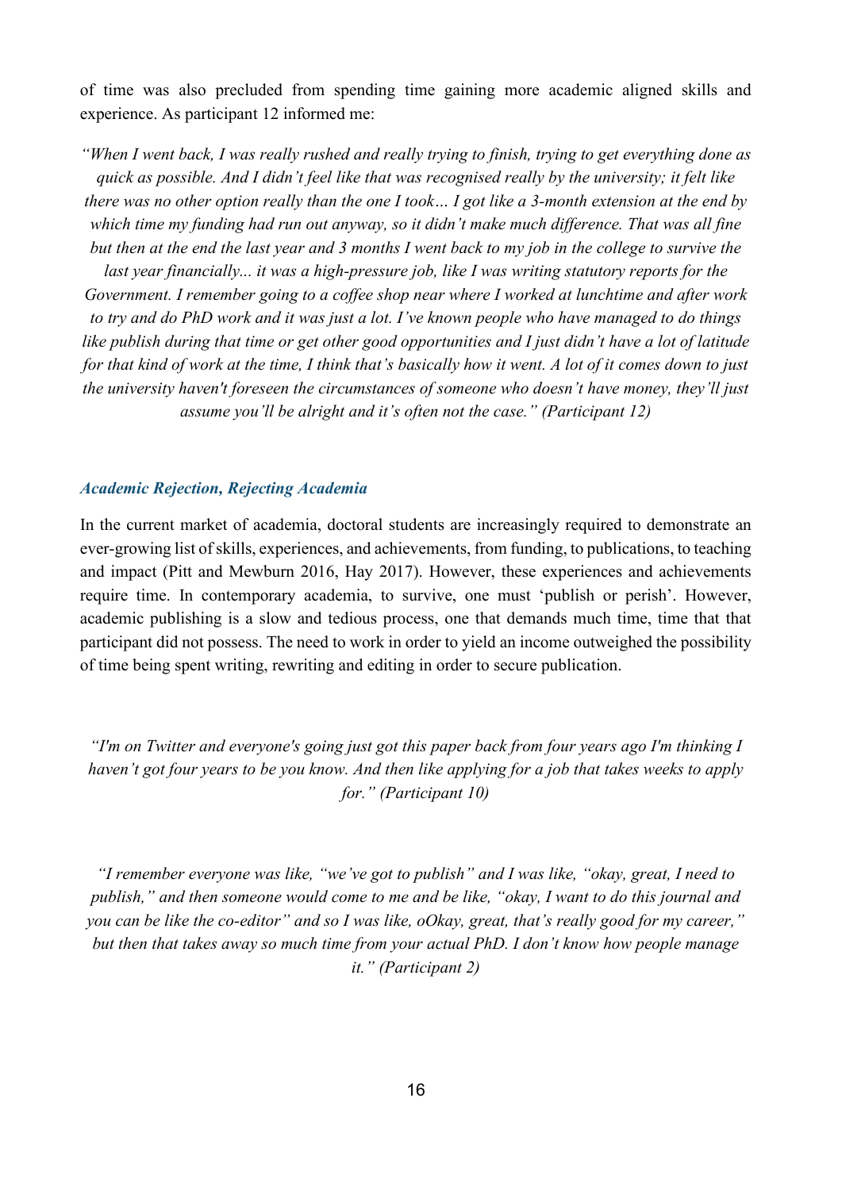of time was also precluded from spending time gaining more academic aligned skills and experience. As participant 12 informed me:

*"When I went back, I was really rushed and really trying to finish, trying to get everything done as quick as possible. And I didn't feel like that was recognised really by the university; it felt like there was no other option really than the one I took… I got like a 3-month extension at the end by which time my funding had run out anyway, so it didn't make much difference. That was all fine but then at the end the last year and 3 months I went back to my job in the college to survive the last year financially... it was a high-pressure job, like I was writing statutory reports for the Government. I remember going to a coffee shop near where I worked at lunchtime and after work to try and do PhD work and it was just a lot. I've known people who have managed to do things like publish during that time or get other good opportunities and I just didn't have a lot of latitude for that kind of work at the time, I think that's basically how it went. A lot of it comes down to just the university haven't foreseen the circumstances of someone who doesn't have money, they'll just assume you'll be alright and it's often not the case." (Participant 12)*

### *Academic Rejection, Rejecting Academia*

In the current market of academia, doctoral students are increasingly required to demonstrate an ever-growing list of skills, experiences, and achievements, from funding, to publications, to teaching and impact (Pitt and Mewburn 2016, Hay 2017). However, these experiences and achievements require time. In contemporary academia, to survive, one must 'publish or perish'. However, academic publishing is a slow and tedious process, one that demands much time, time that that participant did not possess. The need to work in order to yield an income outweighed the possibility of time being spent writing, rewriting and editing in order to secure publication.

*"I'm on Twitter and everyone's going just got this paper back from four years ago I'm thinking I haven't got four years to be you know. And then like applying for a job that takes weeks to apply for." (Participant 10)*

*"I remember everyone was like, "we've got to publish" and I was like, "okay, great, I need to publish," and then someone would come to me and be like, "okay, I want to do this journal and you can be like the co-editor" and so I was like, oOkay, great, that's really good for my career," but then that takes away so much time from your actual PhD. I don't know how people manage it." (Participant 2)*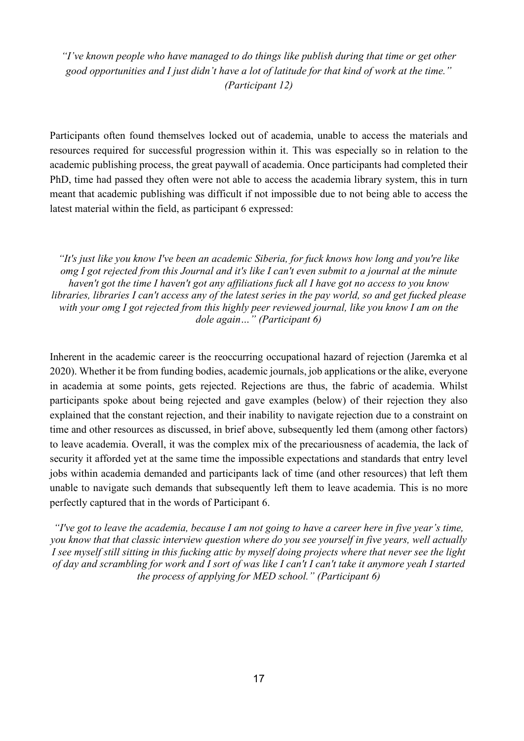*"I've known people who have managed to do things like publish during that time or get other good opportunities and I just didn't have a lot of latitude for that kind of work at the time." (Participant 12)*

Participants often found themselves locked out of academia, unable to access the materials and resources required for successful progression within it. This was especially so in relation to the academic publishing process, the great paywall of academia. Once participants had completed their PhD, time had passed they often were not able to access the academia library system, this in turn meant that academic publishing was difficult if not impossible due to not being able to access the latest material within the field, as participant 6 expressed:

*"It's just like you know I've been an academic Siberia, for fuck knows how long and you're like omg I got rejected from this Journal and it's like I can't even submit to a journal at the minute haven't got the time I haven't got any affiliations fuck all I have got no access to you know libraries, libraries I can't access any of the latest series in the pay world, so and get fucked please with your omg I got rejected from this highly peer reviewed journal, like you know I am on the dole again…" (Participant 6)*

Inherent in the academic career is the reoccurring occupational hazard of rejection (Jaremka et al 2020). Whether it be from funding bodies, academic journals, job applications or the alike, everyone in academia at some points, gets rejected. Rejections are thus, the fabric of academia. Whilst participants spoke about being rejected and gave examples (below) of their rejection they also explained that the constant rejection, and their inability to navigate rejection due to a constraint on time and other resources as discussed, in brief above, subsequently led them (among other factors) to leave academia. Overall, it was the complex mix of the precariousness of academia, the lack of security it afforded yet at the same time the impossible expectations and standards that entry level jobs within academia demanded and participants lack of time (and other resources) that left them unable to navigate such demands that subsequently left them to leave academia. This is no more perfectly captured that in the words of Participant 6.

*"I've got to leave the academia, because I am not going to have a career here in five year's time, you know that that classic interview question where do you see yourself in five years, well actually I see myself still sitting in this fucking attic by myself doing projects where that never see the light of day and scrambling for work and I sort of was like I can't I can't take it anymore yeah I started the process of applying for MED school." (Participant 6)*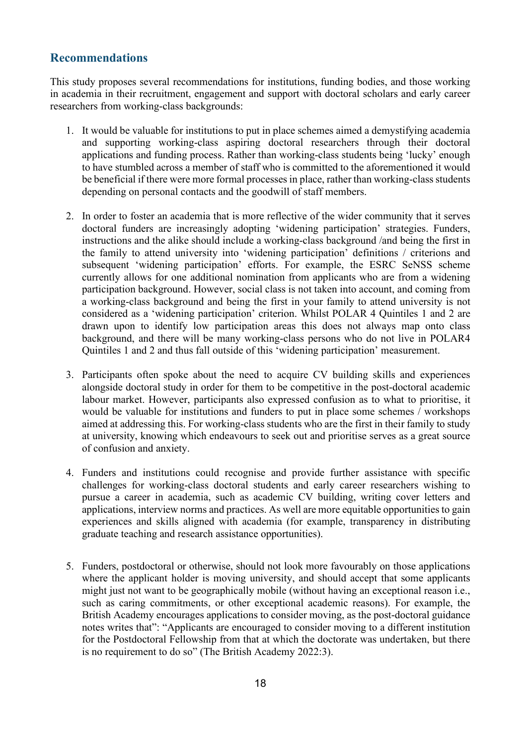## Recommendations

This study proposes several recommendations for institutions, funding bodies, and those working in academia in their recruitment, engagement and support with doctoral scholars and early career researchers from working-class backgrounds:

1. It would be valuable for institutions to put in place schemes aimed a demystifying academia and supporting working-class aspiring doctoral researchers through their doctoral applications and funding process. Rather than working-class students being 'lucky' enough to have stumbled across a member of staff who is committed to the aforementioned it would be beneficial if there were more formal processes in place, rather than working-class students depending on personal contacts and the goodwill of staff members.

2. In order to foster an academia that is more reflective of the wider community that it serves doctoral funders are increasingly adopting 'widening participation' strategies. Funders, instructions and the alike should include a working-class background /and being the first in the family to attend university into 'widening participation' definitions / criterions and subsequent 'widening participation' efforts. For example, the ESRC SeNSS scheme currently allows for one additional nomination from applicants who are from a widening participation background. However, social class is not taken into account, and coming from a working-class background and being the first in your family to attend university is not considered as a 'widening participation' criterion. Whilst POLAR 4 Quintiles 1 and 2 are drawn upon to identify low participation areas this does not always map onto class background, and there will be many working-class persons who do not live in POLAR4 Quintiles 1 and 2 and thus fall outside of this 'widening participation' measurement.

3. Participants often spoke about the need to acquire CV building skills and experiences alongside doctoral study in order for them to be competitive in the post-doctoral academic labour market. However, participants also expressed confusion as to what to prioritise, it would be valuable for institutions and funders to put in place some schemes / workshops aimed at addressing this. For working-class students who are the first in their family to study at university, knowing which endeavours to seek out and prioritise serves as a great source of confusion and anxiety.

4. Funders and institutions could recognise and provide further assistance with specific challenges for working-class doctoral students and early career researchers wishing to pursue a career in academia, such as academic CV building, writing cover letters and applications, interview norms and practices. As well are more equitable opportunities to gain experiences and skills aligned with academia (for example, transparency in distributing graduate teaching and research assistance opportunities).

5. Funders, postdoctoral or otherwise, should not look more favourably on those applications where the applicant holder is moving university, and should accept that some applicants might just not want to be geographically mobile (without having an exceptional reason i.e., such as caring commitments, or other exceptional academic reasons). For example, the British Academy encourages applications to consider moving, as the post-doctoral guidance notes writes that": "Applicants are encouraged to consider moving to a different institution for the Postdoctoral Fellowship from that at which the doctorate was undertaken, but there is no requirement to do so" (The British Academy 2022:3).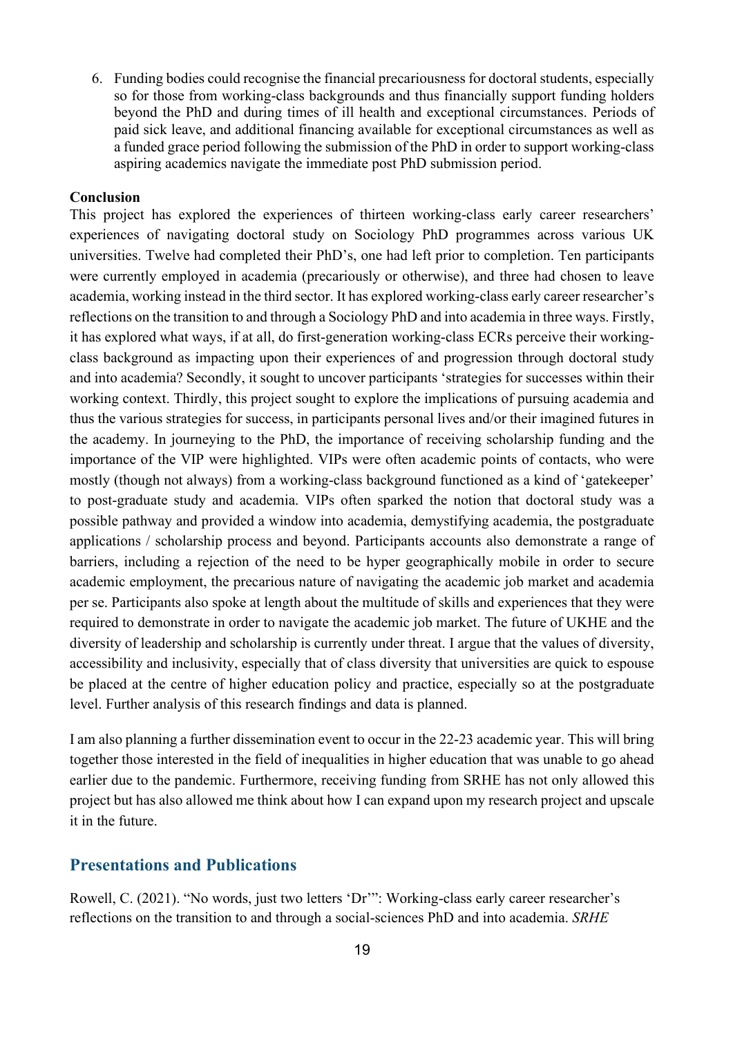6. Funding bodies could recognise the financial precariousness for doctoral students, especially so for those from working-class backgrounds and thus financially support funding holders beyond the PhD and during times of ill health and exceptional circumstances. Periods of paid sick leave, and additional financing available for exceptional circumstances as well as a funded grace period following the submission of the PhD in order to support working-class aspiring academics navigate the immediate post PhD submission period.

**Conclusion**

This project has explored the experiences of thirteen working-class early career researchers' experiences of navigating doctoral study on Sociology PhD programmes across various UK universities. Twelve had completed their PhD's, one had left prior to completion. Ten participants were currently employed in academia (precariously or otherwise), and three had chosen to leave academia, working instead in the third sector. It has explored working-class early career researcher's reflections on the transition to and through a Sociology PhD and into academia in three ways. Firstly, it has explored what ways, if at all, do first-generation working-class ECRs perceive their working-class background as impacting upon their experiences of and progression through doctoral study and into academia? Secondly, it sought to uncover participants 'strategies for successes within their working context. Thirdly, this project sought to explore the implications of pursuing academia and thus the various strategies for success, in participants personal lives and/or their imagined futures in the academy. In journeying to the PhD, the importance of receiving scholarship funding and the importance of the VIP were highlighted. VIPs were often academic points of contacts, who were mostly (though not always) from a working-class background functioned as a kind of 'gatekeeper' to post-graduate study and academia. VIPs often sparked the notion that doctoral study was a possible pathway and provided a window into academia, demystifying academia, the postgraduate applications / scholarship process and beyond. Participants accounts also demonstrate a range of barriers, including a rejection of the need to be hyper geographically mobile in order to secure academic employment, the precarious nature of navigating the academic job market and academia per se. Participants also spoke at length about the multitude of skills and experiences that they were required to demonstrate in order to navigate the academic job market. The future of UKHE and the diversity of leadership and scholarship is currently under threat. I argue that the values of diversity, accessibility and inclusivity, especially that of class diversity that universities are quick to espouse be placed at the centre of higher education policy and practice, especially so at the postgraduate level. Further analysis of this research findings and data is planned.

I am also planning a further dissemination event to occur in the 22-23 academic year. This will bring together those interested in the field of inequalities in higher education that was unable to go ahead earlier due to the pandemic. Furthermore, receiving funding from SRHE has not only allowed this project but has also allowed me think about how I can expand upon my research project and upscale it in the future.

## Presentations and Publications

Rowell, C. (2021). "No words, just two letters 'Dr'": Working-class early career researcher's reflections on the transition to and through a social-sciences PhD and into academia. *SRHE*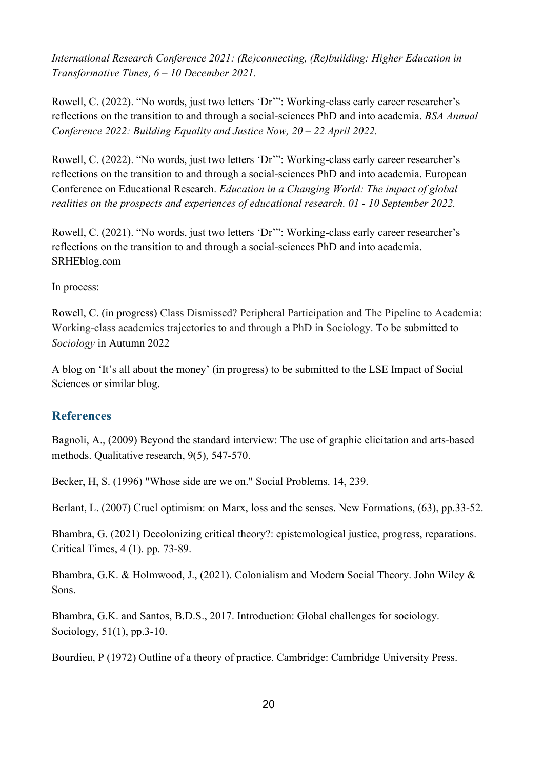*International Research Conference 2021: (Re)connecting, (Re)building: Higher Education in Transformative Times, 6 – 10 December 2021.*

Rowell, C. (2022). "No words, just two letters 'Dr'": Working-class early career researcher's reflections on the transition to and through a social-sciences PhD and into academia. *BSA Annual Conference 2022: Building Equality and Justice Now, 20 – 22 April 2022.*

Rowell, C. (2022). "No words, just two letters 'Dr'": Working-class early career researcher's reflections on the transition to and through a social-sciences PhD and into academia. European Conference on Educational Research. *Education in a Changing World: The impact of global realities on the prospects and experiences of educational research. 01 - 10 September 2022.*

Rowell, C. (2021). "No words, just two letters 'Dr'": Working-class early career researcher's reflections on the transition to and through a social-sciences PhD and into academia. SRHEblog.com

In process:

Rowell, C. (in progress) Class Dismissed? Peripheral Participation and The Pipeline to Academia: Working-class academics trajectories to and through a PhD in Sociology. To be submitted to *Sociology* in Autumn 2022

A blog on 'It's all about the money' (in progress) to be submitted to the LSE Impact of Social Sciences or similar blog.

## References

Bagnoli, A., (2009) Beyond the standard interview: The use of graphic elicitation and arts-based methods. Qualitative research, 9(5), 547-570.

Becker, H, S. (1996) "Whose side are we on." Social Problems. 14, 239.

Berlant, L. (2007) Cruel optimism: on Marx, loss and the senses. New Formations, (63), pp.33-52.

Bhambra, G. (2021) Decolonizing critical theory?: epistemological justice, progress, reparations. Critical Times, 4 (1). pp. 73-89.

Bhambra, G.K. & Holmwood, J., (2021). Colonialism and Modern Social Theory. John Wiley & Sons.

Bhambra, G.K. and Santos, B.D.S., 2017. Introduction: Global challenges for sociology. Sociology, 51(1), pp.3-10.

Bourdieu, P (1972) Outline of a theory of practice. Cambridge: Cambridge University Press.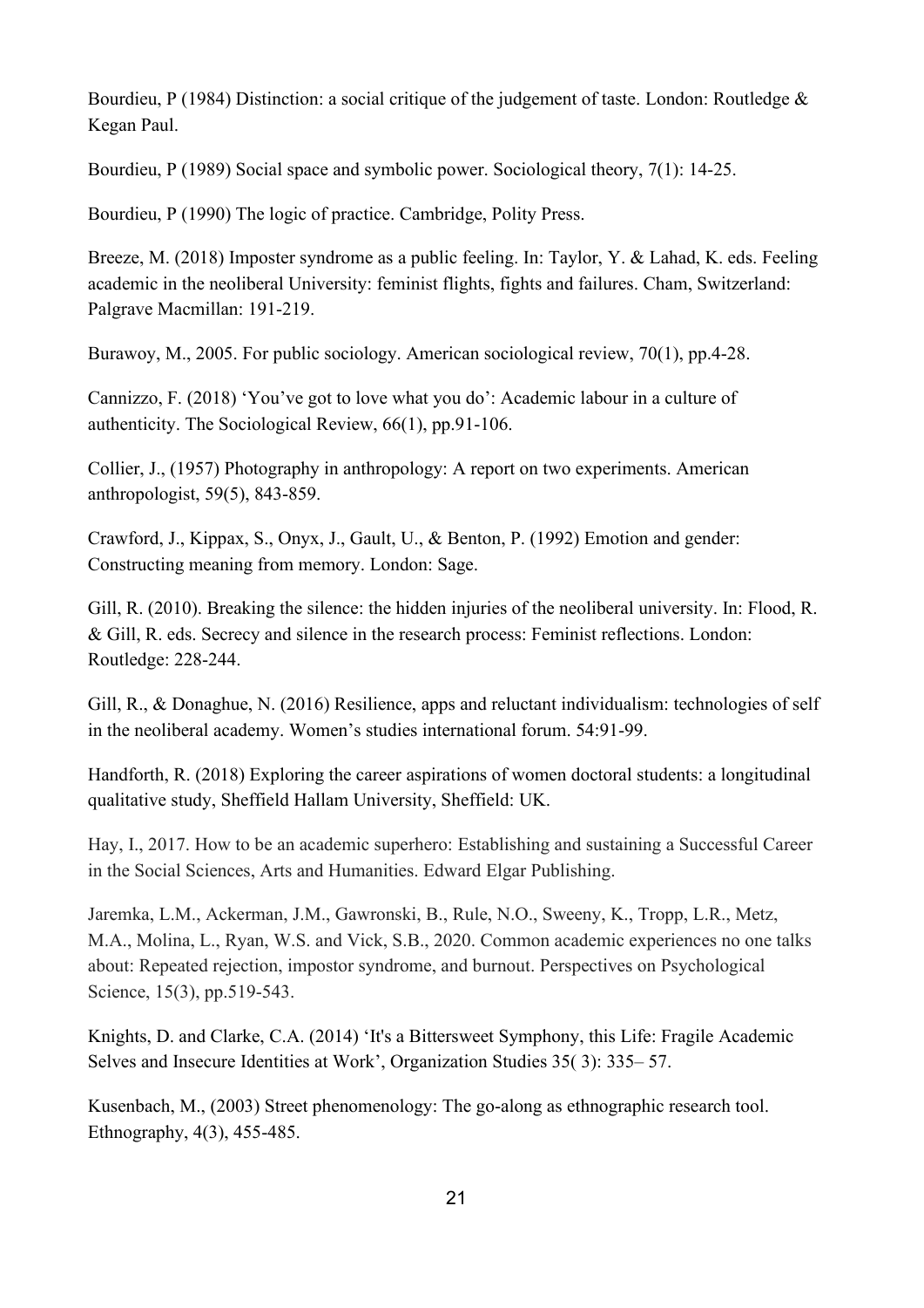Bourdieu, P (1984) Distinction: a social critique of the judgement of taste. London: Routledge & Kegan Paul.

Bourdieu, P (1989) Social space and symbolic power. Sociological theory, 7(1): 14-25.

Bourdieu, P (1990) The logic of practice. Cambridge, Polity Press.

Breeze, M. (2018) Imposter syndrome as a public feeling. In: Taylor, Y. & Lahad, K. eds. Feeling academic in the neoliberal University: feminist flights, fights and failures. Cham, Switzerland: Palgrave Macmillan: 191-219.

Burawoy, M., 2005. For public sociology. American sociological review, 70(1), pp.4-28.

Cannizzo, F. (2018) 'You've got to love what you do': Academic labour in a culture of authenticity. The Sociological Review, 66(1), pp.91-106.

Collier, J., (1957) Photography in anthropology: A report on two experiments. American anthropologist, 59(5), 843-859.

Crawford, J., Kippax, S., Onyx, J., Gault, U., & Benton, P. (1992) Emotion and gender: Constructing meaning from memory. London: Sage.

Gill, R. (2010). Breaking the silence: the hidden injuries of the neoliberal university. In: Flood, R. & Gill, R. eds. Secrecy and silence in the research process: Feminist reflections. London: Routledge: 228-244.

Gill, R., & Donaghue, N. (2016) Resilience, apps and reluctant individualism: technologies of self in the neoliberal academy. Women's studies international forum. 54:91-99.

Handforth, R. (2018) Exploring the career aspirations of women doctoral students: a longitudinal qualitative study, Sheffield Hallam University, Sheffield: UK.

Hay, I., 2017. How to be an academic superhero: Establishing and sustaining a Successful Career in the Social Sciences, Arts and Humanities. Edward Elgar Publishing.

Jaremka, L.M., Ackerman, J.M., Gawronski, B., Rule, N.O., Sweeny, K., Tropp, L.R., Metz, M.A., Molina, L., Ryan, W.S. and Vick, S.B., 2020. Common academic experiences no one talks about: Repeated rejection, impostor syndrome, and burnout. Perspectives on Psychological Science, 15(3), pp.519-543.

Knights, D. and Clarke, C.A. (2014) 'It's a Bittersweet Symphony, this Life: Fragile Academic Selves and Insecure Identities at Work', Organization Studies 35( 3): 335– 57.

Kusenbach, M., (2003) Street phenomenology: The go-along as ethnographic research tool. Ethnography, 4(3), 455-485.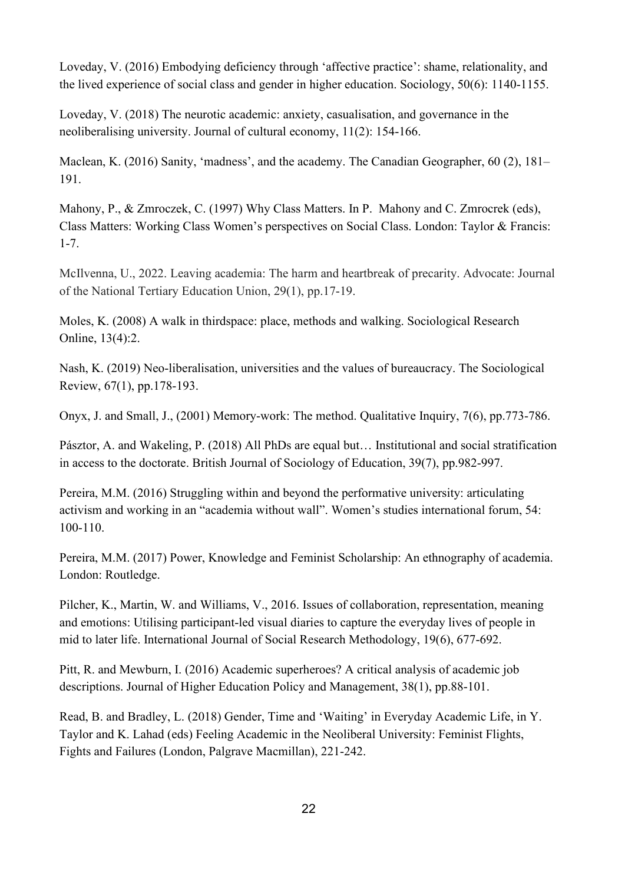Loveday, V. (2016) Embodying deficiency through 'affective practice': shame, relationality, and the lived experience of social class and gender in higher education. Sociology, 50(6): 1140-1155.

Loveday, V. (2018) The neurotic academic: anxiety, casualisation, and governance in the neoliberalising university. Journal of cultural economy, 11(2): 154-166.

Maclean, K. (2016) Sanity, 'madness', and the academy. The Canadian Geographer, 60 (2), 181–191.

Mahony, P., & Zmroczek, C. (1997) Why Class Matters. In P. Mahony and C. Zmrocrek (eds), Class Matters: Working Class Women's perspectives on Social Class. London: Taylor & Francis: 1-7.

McIlvenna, U., 2022. Leaving academia: The harm and heartbreak of precarity. Advocate: Journal of the National Tertiary Education Union, 29(1), pp.17-19.

Moles, K. (2008) A walk in thirdspace: place, methods and walking. Sociological Research Online, 13(4):2.

Nash, K. (2019) Neo-liberalisation, universities and the values of bureaucracy. The Sociological Review, 67(1), pp.178-193.

Onyx, J. and Small, J., (2001) Memory-work: The method. Qualitative Inquiry, 7(6), pp.773-786.

Pásztor, A. and Wakeling, P. (2018) All PhDs are equal but… Institutional and social stratification in access to the doctorate. British Journal of Sociology of Education, 39(7), pp.982-997.

Pereira, M.M. (2016) Struggling within and beyond the performative university: articulating activism and working in an "academia without wall". Women's studies international forum, 54: 100-110.

Pereira, M.M. (2017) Power, Knowledge and Feminist Scholarship: An ethnography of academia. London: Routledge.

Pilcher, K., Martin, W. and Williams, V., 2016. Issues of collaboration, representation, meaning and emotions: Utilising participant-led visual diaries to capture the everyday lives of people in mid to later life. International Journal of Social Research Methodology, 19(6), 677-692.

Pitt, R. and Mewburn, I. (2016) Academic superheroes? A critical analysis of academic job descriptions. Journal of Higher Education Policy and Management, 38(1), pp.88-101.

Read, B. and Bradley, L. (2018) Gender, Time and 'Waiting' in Everyday Academic Life, in Y. Taylor and K. Lahad (eds) Feeling Academic in the Neoliberal University: Feminist Flights, Fights and Failures (London, Palgrave Macmillan), 221-242.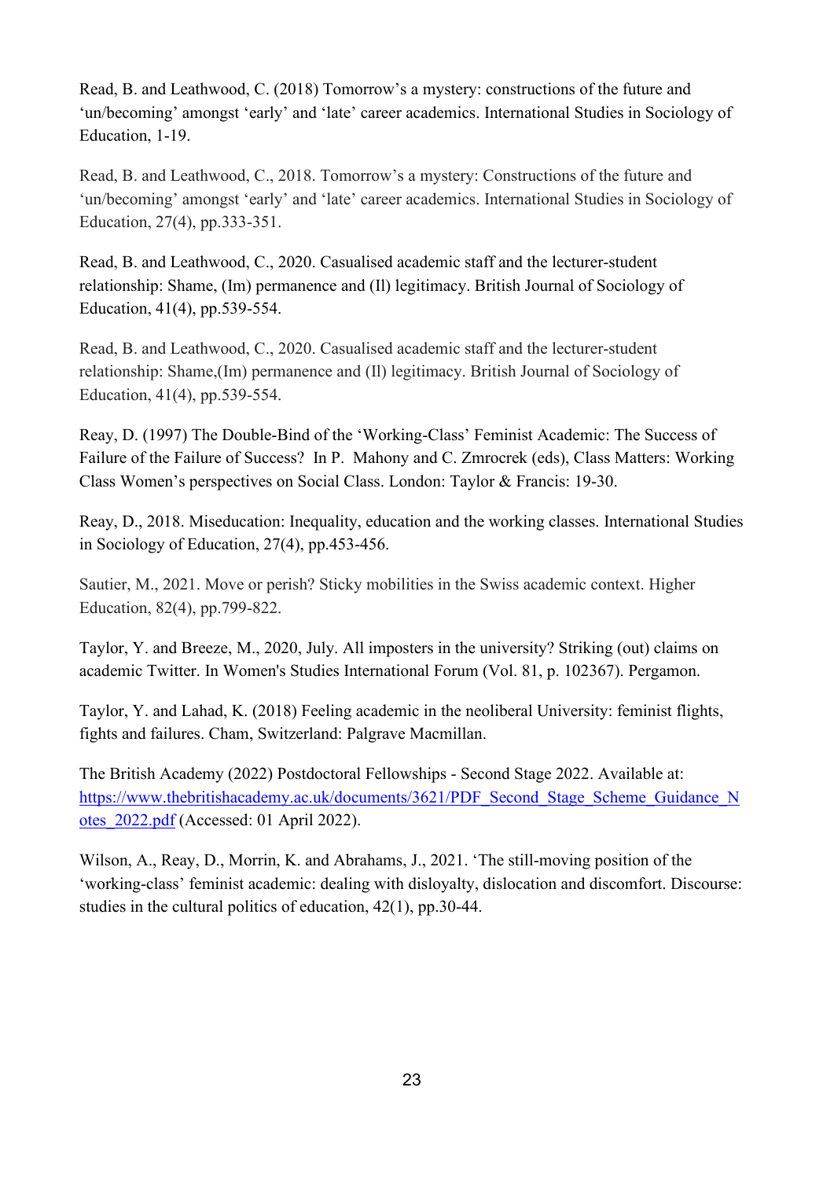Read, B. and Leathwood, C. (2018) Tomorrow's a mystery: constructions of the future and 'un/becoming' amongst 'early' and 'late' career academics. International Studies in Sociology of Education, 1-19.

Read, B. and Leathwood, C., 2018. Tomorrow's a mystery: Constructions of the future and 'un/becoming' amongst 'early' and 'late' career academics. International Studies in Sociology of Education, 27(4), pp.333-351.

Read, B. and Leathwood, C., 2020. Casualised academic staff and the lecturer-student relationship: Shame, (Im) permanence and (Il) legitimacy. British Journal of Sociology of Education, 41(4), pp.539-554.

Read, B. and Leathwood, C., 2020. Casualised academic staff and the lecturer-student relationship: Shame,(Im) permanence and (Il) legitimacy. British Journal of Sociology of Education, 41(4), pp.539-554.

Reay, D. (1997) The Double-Bind of the 'Working-Class' Feminist Academic: The Success of Failure of the Failure of Success? In P. Mahony and C. Zmrocrek (eds), Class Matters: Working Class Women's perspectives on Social Class. London: Taylor & Francis: 19-30.

Reay, D., 2018. Miseducation: Inequality, education and the working classes. International Studies in Sociology of Education, 27(4), pp.453-456.

Sautier, M., 2021. Move or perish? Sticky mobilities in the Swiss academic context. Higher Education, 82(4), pp.799-822.

Taylor, Y. and Breeze, M., 2020, July. All imposters in the university? Striking (out) claims on academic Twitter. In Women's Studies International Forum (Vol. 81, p. 102367). Pergamon.

Taylor, Y. and Lahad, K. (2018) Feeling academic in the neoliberal University: feminist flights, fights and failures. Cham, Switzerland: Palgrave Macmillan.

The British Academy (2022) Postdoctoral Fellowships - Second Stage 2022. Available at: https://www.thebritishacademy.ac.uk/documents/3621/PDF_Second_Stage_Scheme_Guidance_Notes_2022.pdf (Accessed: 01 April 2022).

Wilson, A., Reay, D., Morrin, K. and Abrahams, J., 2021. 'The still-moving position of the 'working-class' feminist academic: dealing with disloyalty, dislocation and discomfort. Discourse: studies in the cultural politics of education, 42(1), pp.30-44.